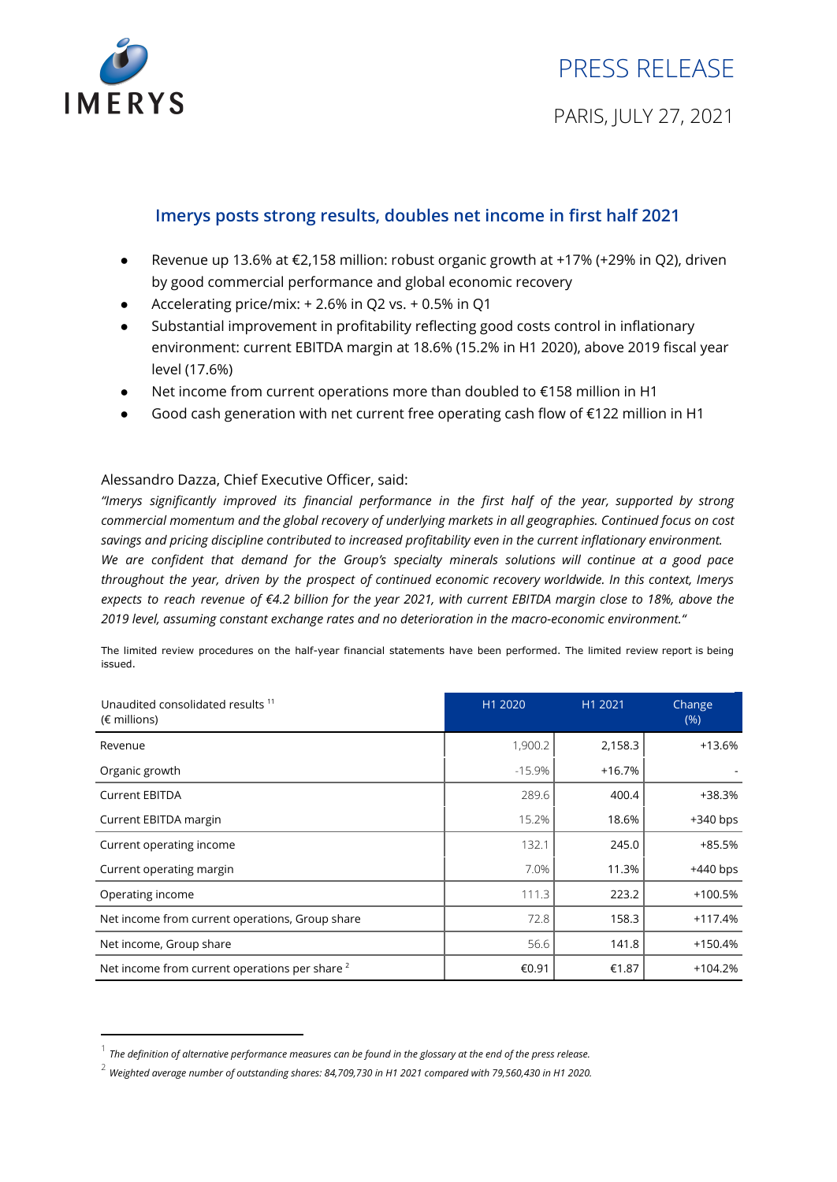# PRESS RELEASE

PARIS, JULY 27, 2021

## Imerys posts strong results, doubles net income in first half 2021

- Revenue up 13.6% at €2,158 million: robust organic growth at +17% (+29% in Q2), driven by good commercial performance and global economic recovery
- Accelerating price/mix: + 2.6% in Q2 vs. + 0.5% in Q1
- Substantial improvement in profitability reflecting good costs control in inflationary environment: current EBITDA margin at 18.6% (15.2% in H1 2020), above 2019 fiscal year level (17.6%)
- Net income from current operations more than doubled to €158 million in H1
- Good cash generation with net current free operating cash flow of €122 million in H1

Alessandro Dazza, Chief Executive Officer, said:

*"Imerys significantly improved its financial performance in the first half of the year, supported by strong commercial momentum and the global recovery of underlying markets in all geographies. Continued focus on cost savings and pricing discipline contributed to increased profitability even in the current inflationary environment. We are confident that demand for the Group's specialty minerals solutions will continue at a good pace throughout the year, driven by the prospect of continued economic recovery worldwide. In this context, Imerys expects to reach revenue of €4.2 billion for the year 2021, with current EBITDA margin close to 18%, above the 2019 level, assuming constant exchange rates and no deterioration in the macro-economic environment."*

The limited review procedures on the half-year financial statements have been performed. The limited review report is being issued.

| Unaudited consolidated results [1] (€ millions) | H1 2020 | H1 2021 | Change (%) |
|---|---|---|---|
| Revenue | 1,900.2 | 2,158.3 | +13.6% |
| Organic growth | -15.9% | +16.7% | - |
| Current EBITDA | 289.6 | 400.4 | +38.3% |
| Current EBITDA margin | 15.2% | 18.6% | +340 bps |
| Current operating income | 132.1 | 245.0 | +85.5% |
| Current operating margin | 7.0% | 11.3% | +440 bps |
| Operating income | 111.3 | 223.2 | +100.5% |
| Net income from current operations, Group share | 72.8 | 158.3 | +117.4% |
| Net income, Group share | 56.6 | 141.8 | +150.4% |
| Net income from current operations per share [2] | €0.91 | €1.87 | +104.2% |

---

[1] *The definition of alternative performance measures can be found in the glossary at the end of the press release.*

[2] *Weighted average number of outstanding shares: 84,709,730 in H1 2021 compared with 79,560,430 in H1 2020.*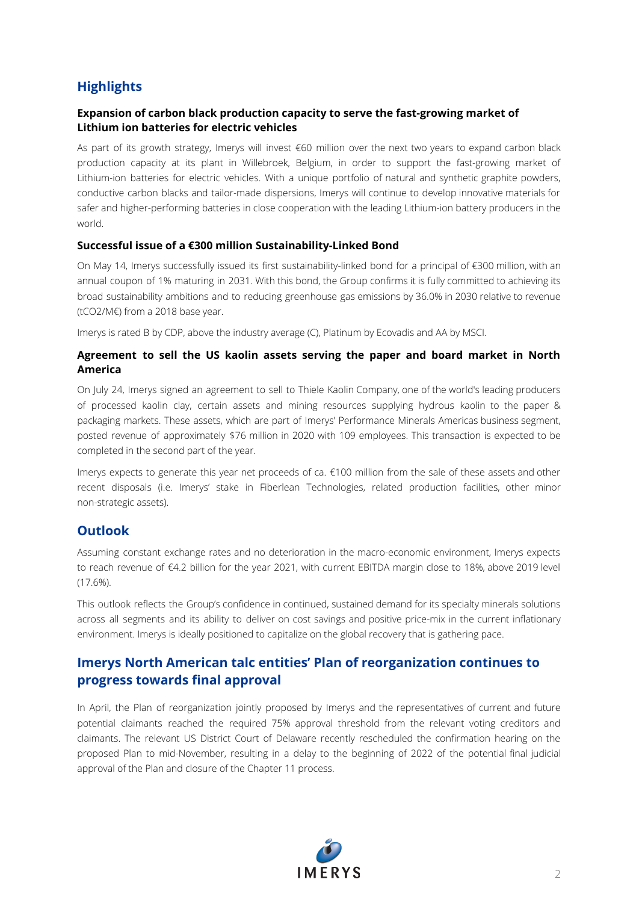## Highlights

### Expansion of carbon black production capacity to serve the fast-growing market of Lithium ion batteries for electric vehicles

As part of its growth strategy, Imerys will invest €60 million over the next two years to expand carbon black production capacity at its plant in Willebroek, Belgium, in order to support the fast-growing market of Lithium-ion batteries for electric vehicles. With a unique portfolio of natural and synthetic graphite powders, conductive carbon blacks and tailor-made dispersions, Imerys will continue to develop innovative materials for safer and higher-performing batteries in close cooperation with the leading Lithium-ion battery producers in the world.

### Successful issue of a €300 million Sustainability-Linked Bond

On May 14, Imerys successfully issued its first sustainability-linked bond for a principal of €300 million, with an annual coupon of 1% maturing in 2031. With this bond, the Group confirms it is fully committed to achieving its broad sustainability ambitions and to reducing greenhouse gas emissions by 36.0% in 2030 relative to revenue ($tCO_2$/M€) from a 2018 base year.

Imerys is rated B by CDP, above the industry average (C), Platinum by Ecovadis and AA by MSCI.

### Agreement to sell the US kaolin assets serving the paper and board market in North America

On July 24, Imerys signed an agreement to sell to Thiele Kaolin Company, one of the world's leading producers of processed kaolin clay, certain assets and mining resources supplying hydrous kaolin to the paper & packaging markets. These assets, which are part of Imerys' Performance Minerals Americas business segment, posted revenue of approximately $76 million in 2020 with 109 employees. This transaction is expected to be completed in the second part of the year.

Imerys expects to generate this year net proceeds of ca. €100 million from the sale of these assets and other recent disposals (i.e. Imerys' stake in Fiberlean Technologies, related production facilities, other minor non-strategic assets).

## Outlook

Assuming constant exchange rates and no deterioration in the macro-economic environment, Imerys expects to reach revenue of €4.2 billion for the year 2021, with current EBITDA margin close to 18%, above 2019 level (17.6%).

This outlook reflects the Group's confidence in continued, sustained demand for its specialty minerals solutions across all segments and its ability to deliver on cost savings and positive price-mix in the current inflationary environment. Imerys is ideally positioned to capitalize on the global recovery that is gathering pace.

## Imerys North American talc entities' Plan of reorganization continues to progress towards final approval

In April, the Plan of reorganization jointly proposed by Imerys and the representatives of current and future potential claimants reached the required 75% approval threshold from the relevant voting creditors and claimants. The relevant US District Court of Delaware recently rescheduled the confirmation hearing on the proposed Plan to mid-November, resulting in a delay to the beginning of 2022 of the potential final judicial approval of the Plan and closure of the Chapter 11 process.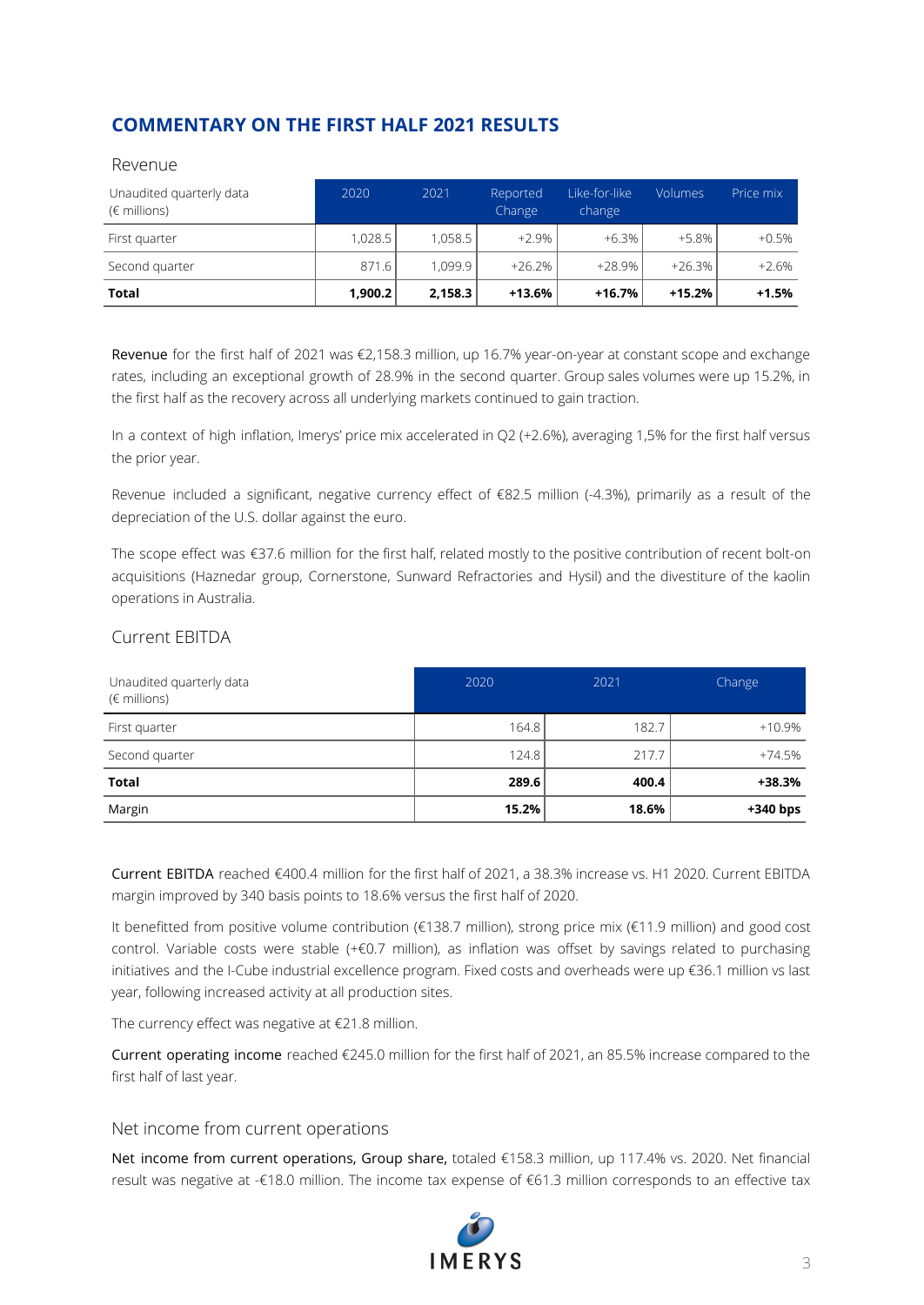## COMMENTARY ON THE FIRST HALF 2021 RESULTS

### Revenue

| Unaudited quarterly data (€ millions) | 2020 | 2021 | Reported Change | Like-for-like change | Volumes | Price mix |
|---|---|---|---|---|---|---|
| First quarter | 1,028.5 | 1,058.5 | +2.9% | +6.3% | +5.8% | +0.5% |
| Second quarter | 871.6 | 1,099.9 | +26.2% | +28.9% | +26.3% | +2.6% |
| **Total** | **1,900.2** | **2,158.3** | **+13.6%** | **+16.7%** | **+15.2%** | **+1.5%** |

Revenue for the first half of 2021 was €2,158.3 million, up 16.7% year-on-year at constant scope and exchange rates, including an exceptional growth of 28.9% in the second quarter. Group sales volumes were up 15.2%, in the first half as the recovery across all underlying markets continued to gain traction.

In a context of high inflation, Imerys' price mix accelerated in Q2 (+2.6%), averaging 1,5% for the first half versus the prior year.

Revenue included a significant, negative currency effect of €82.5 million (-4.3%), primarily as a result of the depreciation of the U.S. dollar against the euro.

The scope effect was €37.6 million for the first half, related mostly to the positive contribution of recent bolt-on acquisitions (Haznedar group, Cornerstone, Sunward Refractories and Hysil) and the divestiture of the kaolin operations in Australia.

### Current EBITDA

| Unaudited quarterly data (€ millions) | 2020 | 2021 | Change |
|---|---|---|---|
| First quarter | 164.8 | 182.7 | +10.9% |
| Second quarter | 124.8 | 217.7 | +74.5% |
| **Total** | **289.6** | **400.4** | **+38.3%** |
| Margin | **15.2%** | **18.6%** | **+340 bps** |

Current EBITDA reached €400.4 million for the first half of 2021, a 38.3% increase vs. H1 2020. Current EBITDA margin improved by 340 basis points to 18.6% versus the first half of 2020.

It benefitted from positive volume contribution (€138.7 million), strong price mix (€11.9 million) and good cost control. Variable costs were stable (+€0.7 million), as inflation was offset by savings related to purchasing initiatives and the I-Cube industrial excellence program. Fixed costs and overheads were up €36.1 million vs last year, following increased activity at all production sites.

The currency effect was negative at €21.8 million.

Current operating income reached €245.0 million for the first half of 2021, an 85.5% increase compared to the first half of last year.

### Net income from current operations

Net income from current operations, Group share, totaled €158.3 million, up 117.4% vs. 2020. Net financial result was negative at -€18.0 million. The income tax expense of €61.3 million corresponds to an effective tax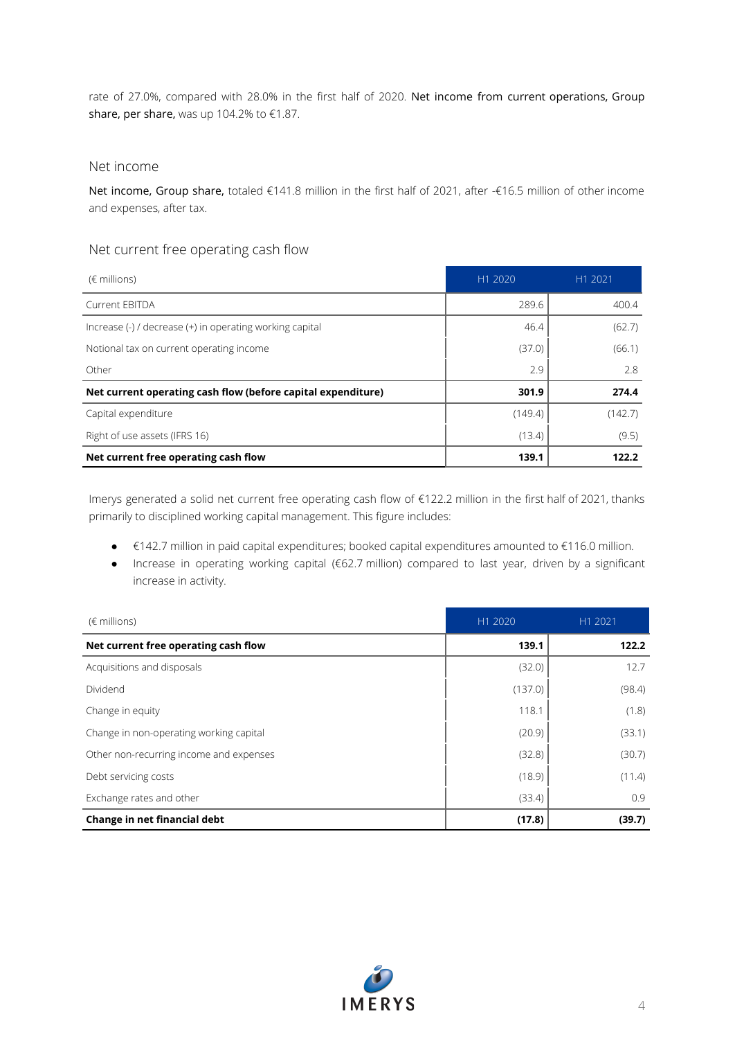rate of 27.0%, compared with 28.0% in the first half of 2020. **Net income from current operations, Group share, per share,** was up 104.2% to €1.87.

## Net income

**Net income, Group share,** totaled €141.8 million in the first half of 2021, after -€16.5 million of other income and expenses, after tax.

## Net current free operating cash flow

| (€ millions) | H1 2020 | H1 2021 |
|---|---|---|
| Current EBITDA | 289.6 | 400.4 |
| Increase (-) / decrease (+) in operating working capital | 46.4 | (62.7) |
| Notional tax on current operating income | (37.0) | (66.1) |
| Other | 2.9 | 2.8 |
| **Net current operating cash flow (before capital expenditure)** | **301.9** | **274.4** |
| Capital expenditure | (149.4) | (142.7) |
| Right of use assets (IFRS 16) | (13.4) | (9.5) |
| **Net current free operating cash flow** | **139.1** | **122.2** |

Imerys generated a solid net current free operating cash flow of €122.2 million in the first half of 2021, thanks primarily to disciplined working capital management. This figure includes:

- €142.7 million in paid capital expenditures; booked capital expenditures amounted to €116.0 million.
- Increase in operating working capital (€62.7 million) compared to last year, driven by a significant increase in activity.

| (€ millions) | H1 2020 | H1 2021 |
|---|---|---|
| **Net current free operating cash flow** | **139.1** | **122.2** |
| Acquisitions and disposals | (32.0) | 12.7 |
| Dividend | (137.0) | (98.4) |
| Change in equity | 118.1 | (1.8) |
| Change in non-operating working capital | (20.9) | (33.1) |
| Other non-recurring income and expenses | (32.8) | (30.7) |
| Debt servicing costs | (18.9) | (11.4) |
| Exchange rates and other | (33.4) | 0.9 |
| **Change in net financial debt** | **(17.8)** | **(39.7)** |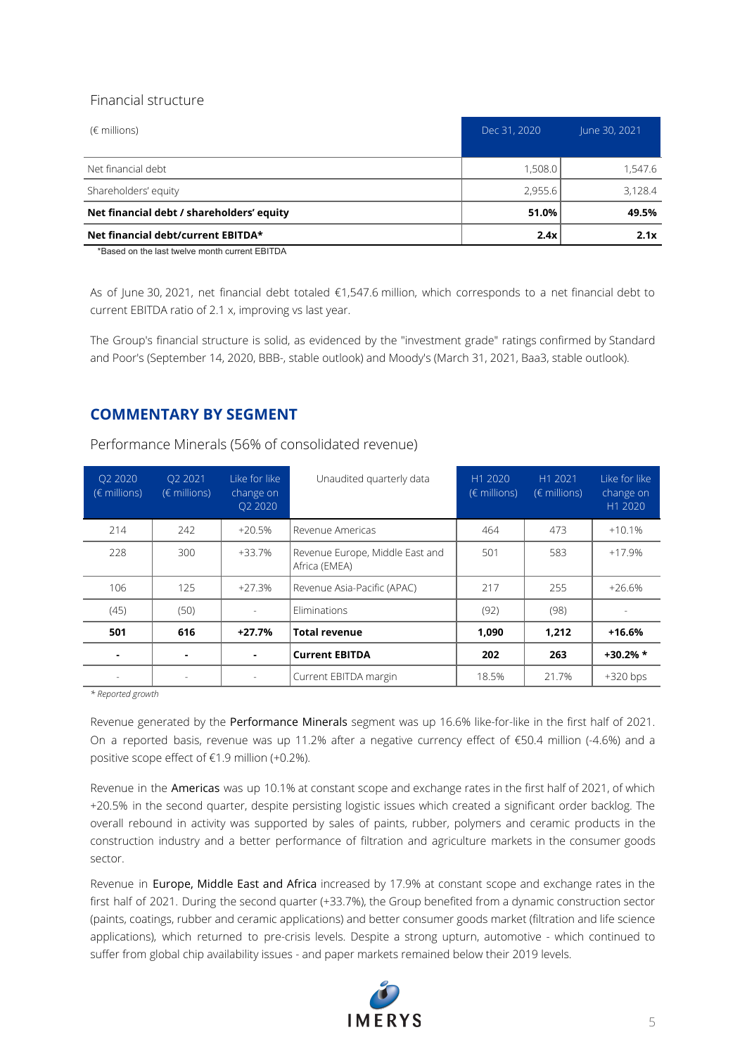### Financial structure

| (€ millions) | Dec 31, 2020 | June 30, 2021 |
|---|---|---|
| Net financial debt | 1,508.0 | 1,547.6 |
| Shareholders' equity | 2,955.6 | 3,128.4 |
| **Net financial debt / shareholders' equity** | **51.0%** | **49.5%** |
| **Net financial debt/current EBITDA*** | **2.4x** | **2.1x** |

*Based on the last twelve month current EBITDA

As of June 30, 2021, net financial debt totaled €1,547.6 million, which corresponds to a net financial debt to current EBITDA ratio of 2.1 x, improving vs last year.

The Group's financial structure is solid, as evidenced by the "investment grade" ratings confirmed by Standard and Poor's (September 14, 2020, BBB-, stable outlook) and Moody's (March 31, 2021, Baa3, stable outlook).

## COMMENTARY BY SEGMENT

### Performance Minerals (56% of consolidated revenue)

| Q2 2020 (€ millions) | Q2 2021 (€ millions) | Like for like change on Q2 2020 | Unaudited quarterly data | H1 2020 (€ millions) | H1 2021 (€ millions) | Like for like change on H1 2020 |
|---|---|---|---|---|---|---|
| 214 | 242 | +20.5% | Revenue Americas | 464 | 473 | +10.1% |
| 228 | 300 | +33.7% | Revenue Europe, Middle East and Africa (EMEA) | 501 | 583 | +17.9% |
| 106 | 125 | +27.3% | Revenue Asia-Pacific (APAC) | 217 | 255 | +26.6% |
| (45) | (50) | - | Eliminations | (92) | (98) | - |
| **501** | **616** | **+27.7%** | **Total revenue** | **1,090** | **1,212** | **+16.6%** |
| **-** | **-** | **-** | **Current EBITDA** | **202** | **263** | **+30.2% *** |
| - | - | - | Current EBITDA margin | 18.5% | 21.7% | +320 bps |

*\* Reported growth*

Revenue generated by the Performance Minerals segment was up 16.6% like-for-like in the first half of 2021. On a reported basis, revenue was up 11.2% after a negative currency effect of €50.4 million (-4.6%) and a positive scope effect of €1.9 million (+0.2%).

Revenue in the Americas was up 10.1% at constant scope and exchange rates in the first half of 2021, of which +20.5% in the second quarter, despite persisting logistic issues which created a significant order backlog. The overall rebound in activity was supported by sales of paints, rubber, polymers and ceramic products in the construction industry and a better performance of filtration and agriculture markets in the consumer goods sector.

Revenue in Europe, Middle East and Africa increased by 17.9% at constant scope and exchange rates in the first half of 2021. During the second quarter (+33.7%), the Group benefited from a dynamic construction sector (paints, coatings, rubber and ceramic applications) and better consumer goods market (filtration and life science applications), which returned to pre-crisis levels. Despite a strong upturn, automotive - which continued to suffer from global chip availability issues - and paper markets remained below their 2019 levels.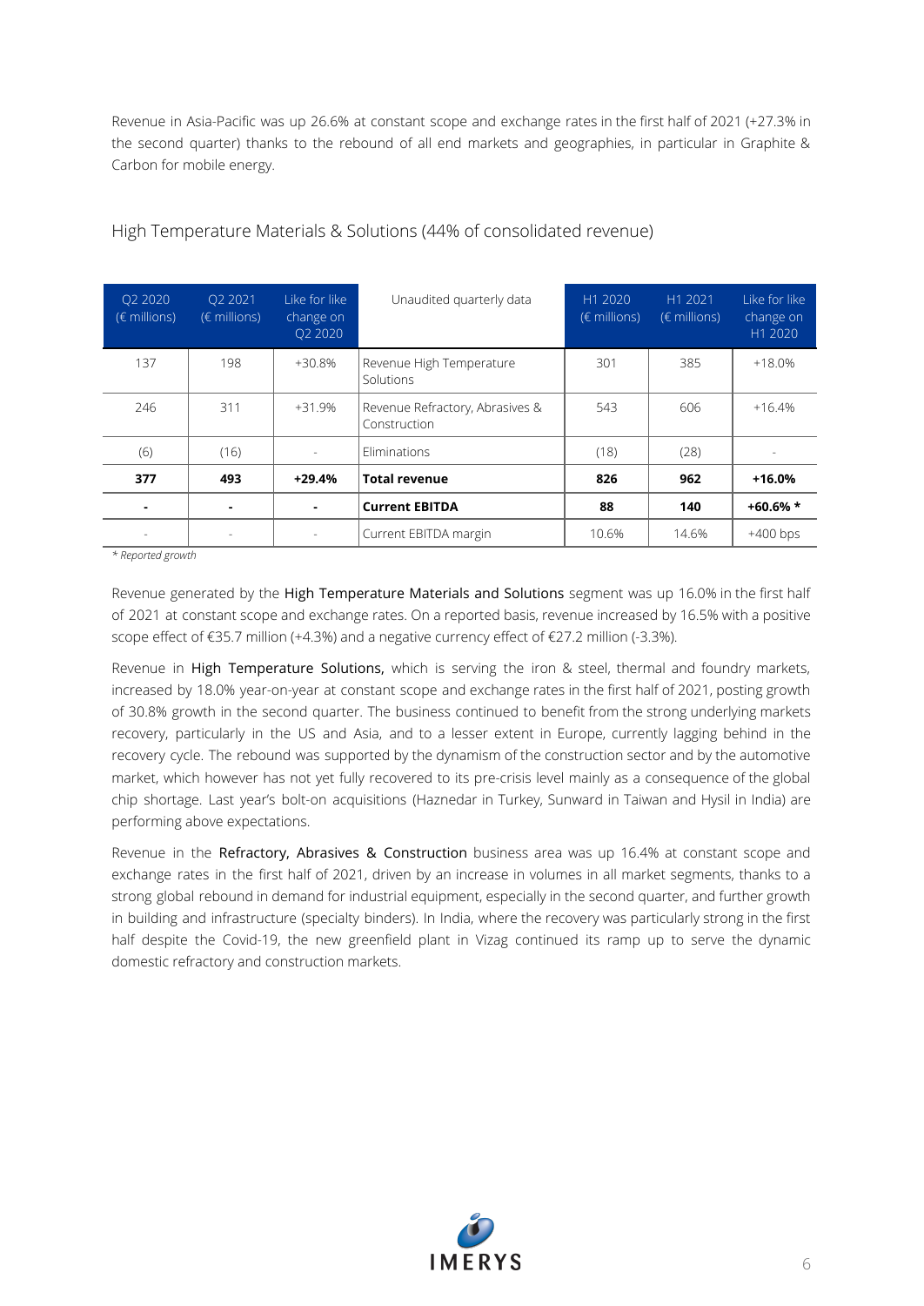Revenue in Asia-Pacific was up 26.6% at constant scope and exchange rates in the first half of 2021 (+27.3% in the second quarter) thanks to the rebound of all end markets and geographies, in particular in Graphite & Carbon for mobile energy.

## High Temperature Materials & Solutions (44% of consolidated revenue)

| Q2 2020 (€ millions) | Q2 2021 (€ millions) | Like for like change on Q2 2020 | Unaudited quarterly data | H1 2020 (€ millions) | H1 2021 (€ millions) | Like for like change on H1 2020 |
|---|---|---|---|---|---|---|
| 137 | 198 | +30.8% | Revenue High Temperature Solutions | 301 | 385 | +18.0% |
| 246 | 311 | +31.9% | Revenue Refractory, Abrasives & Construction | 543 | 606 | +16.4% |
| (6) | (16) | - | Eliminations | (18) | (28) | - |
| **377** | **493** | **+29.4%** | **Total revenue** | **826** | **962** | **+16.0%** |
| **-** | **-** | **-** | **Current EBITDA** | **88** | **140** | **+60.6% *** |
| - | - | - | Current EBITDA margin | 10.6% | 14.6% | +400 bps |

*\* Reported growth*

Revenue generated by the High Temperature Materials and Solutions segment was up 16.0% in the first half of 2021 at constant scope and exchange rates. On a reported basis, revenue increased by 16.5% with a positive scope effect of €35.7 million (+4.3%) and a negative currency effect of €27.2 million (-3.3%).

Revenue in High Temperature Solutions, which is serving the iron & steel, thermal and foundry markets, increased by 18.0% year-on-year at constant scope and exchange rates in the first half of 2021, posting growth of 30.8% growth in the second quarter. The business continued to benefit from the strong underlying markets recovery, particularly in the US and Asia, and to a lesser extent in Europe, currently lagging behind in the recovery cycle. The rebound was supported by the dynamism of the construction sector and by the automotive market, which however has not yet fully recovered to its pre-crisis level mainly as a consequence of the global chip shortage. Last year's bolt-on acquisitions (Haznedar in Turkey, Sunward in Taiwan and Hysil in India) are performing above expectations.

Revenue in the Refractory, Abrasives & Construction business area was up 16.4% at constant scope and exchange rates in the first half of 2021, driven by an increase in volumes in all market segments, thanks to a strong global rebound in demand for industrial equipment, especially in the second quarter, and further growth in building and infrastructure (specialty binders). In India, where the recovery was particularly strong in the first half despite the Covid-19, the new greenfield plant in Vizag continued its ramp up to serve the dynamic domestic refractory and construction markets.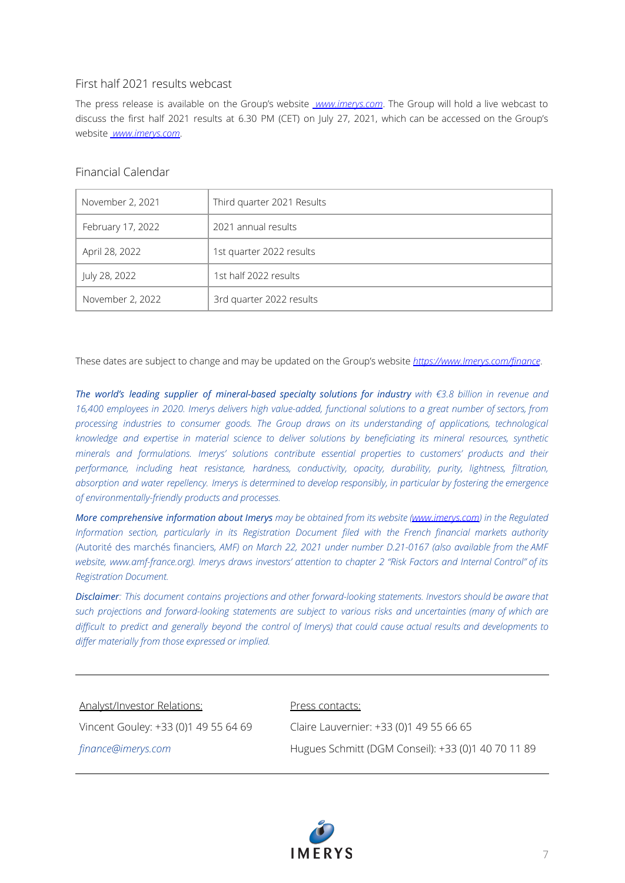## First half 2021 results webcast

The press release is available on the Group's website [www.imerys.com](www.imerys.com). The Group will hold a live webcast to discuss the first half 2021 results at 6.30 PM (CET) on July 27, 2021, which can be accessed on the Group's website [www.imerys.com](www.imerys.com).

## Financial Calendar

| | |
|---|---|
| November 2, 2021 | Third quarter 2021 Results |
| February 17, 2022 | 2021 annual results |
| April 28, 2022 | 1st quarter 2022 results |
| July 28, 2022 | 1st half 2022 results |
| November 2, 2022 | 3rd quarter 2022 results |

These dates are subject to change and may be updated on the Group's website [https://www.Imerys.com/finance](https://www.Imerys.com/finance).

***The world's leading supplier of mineral-based specialty solutions for industry*** *with €3.8 billion in revenue and 16,400 employees in 2020. Imerys delivers high value-added, functional solutions to a great number of sectors, from processing industries to consumer goods. The Group draws on its understanding of applications, technological knowledge and expertise in material science to deliver solutions by beneficiating its mineral resources, synthetic minerals and formulations. Imerys' solutions contribute essential properties to customers' products and their performance, including heat resistance, hardness, conductivity, opacity, durability, purity, lightness, filtration, absorption and water repellency. Imerys is determined to develop responsibly, in particular by fostering the emergence of environmentally-friendly products and processes.*

***More comprehensive information about Imerys*** *may be obtained from its website ([www.imerys.com](www.imerys.com)) in the Regulated Information section, particularly in its Registration Document filed with the French financial markets authority (*Autorité des marchés financiers*, AMF) on March 22, 2021 under number D.21-0167 (also available from the AMF website, www.amf-france.org). Imerys draws investors' attention to chapter 2 "Risk Factors and Internal Control" of its Registration Document.*

***Disclaimer****: This document contains projections and other forward-looking statements. Investors should be aware that such projections and forward-looking statements are subject to various risks and uncertainties (many of which are difficult to predict and generally beyond the control of Imerys) that could cause actual results and developments to differ materially from those expressed or implied.*

---

Analyst/Investor Relations:

Vincent Gouley: +33 (0)1 49 55 64 69

*finance@imerys.com*

Press contacts:

Claire Lauvernier: +33 (0)1 49 55 66 65

Hugues Schmitt (DGM Conseil): +33 (0)1 40 70 11 89

---

IMERYS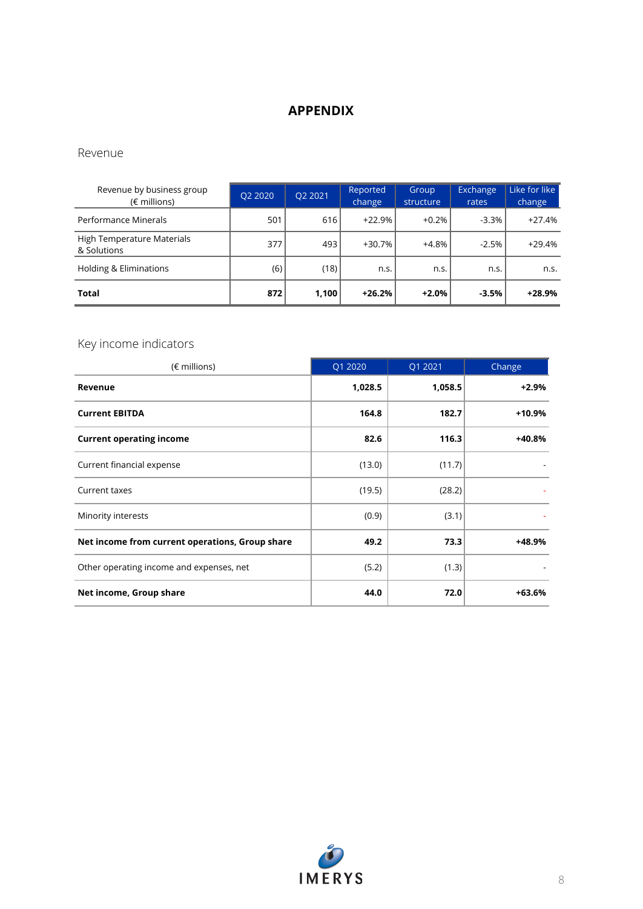# APPENDIX

## Revenue

| Revenue by business group (€ millions) | Q2 2020 | Q2 2021 | Reported change | Group structure | Exchange rates | Like for like change |
|---|---|---|---|---|---|---|
| Performance Minerals | 501 | 616 | +22.9% | +0.2% | -3.3% | +27.4% |
| High Temperature Materials & Solutions | 377 | 493 | +30.7% | +4.8% | -2.5% | +29.4% |
| Holding & Eliminations | (6) | (18) | n.s. | n.s. | n.s. | n.s. |
| **Total** | **872** | **1,100** | **+26.2%** | **+2.0%** | **-3.5%** | **+28.9%** |

## Key income indicators

| (€ millions) | Q1 2020 | Q1 2021 | Change |
|---|---|---|---|
| **Revenue** | **1,028.5** | **1,058.5** | **+2.9%** |
| **Current EBITDA** | **164.8** | **182.7** | **+10.9%** |
| **Current operating income** | **82.6** | **116.3** | **+40.8%** |
| Current financial expense | (13.0) | (11.7) | - |
| Current taxes | (19.5) | (28.2) | - |
| Minority interests | (0.9) | (3.1) | - |
| **Net income from current operations, Group share** | **49.2** | **73.3** | **+48.9%** |
| Other operating income and expenses, net | (5.2) | (1.3) | - |
| **Net income, Group share** | **44.0** | **72.0** | **+63.6%** |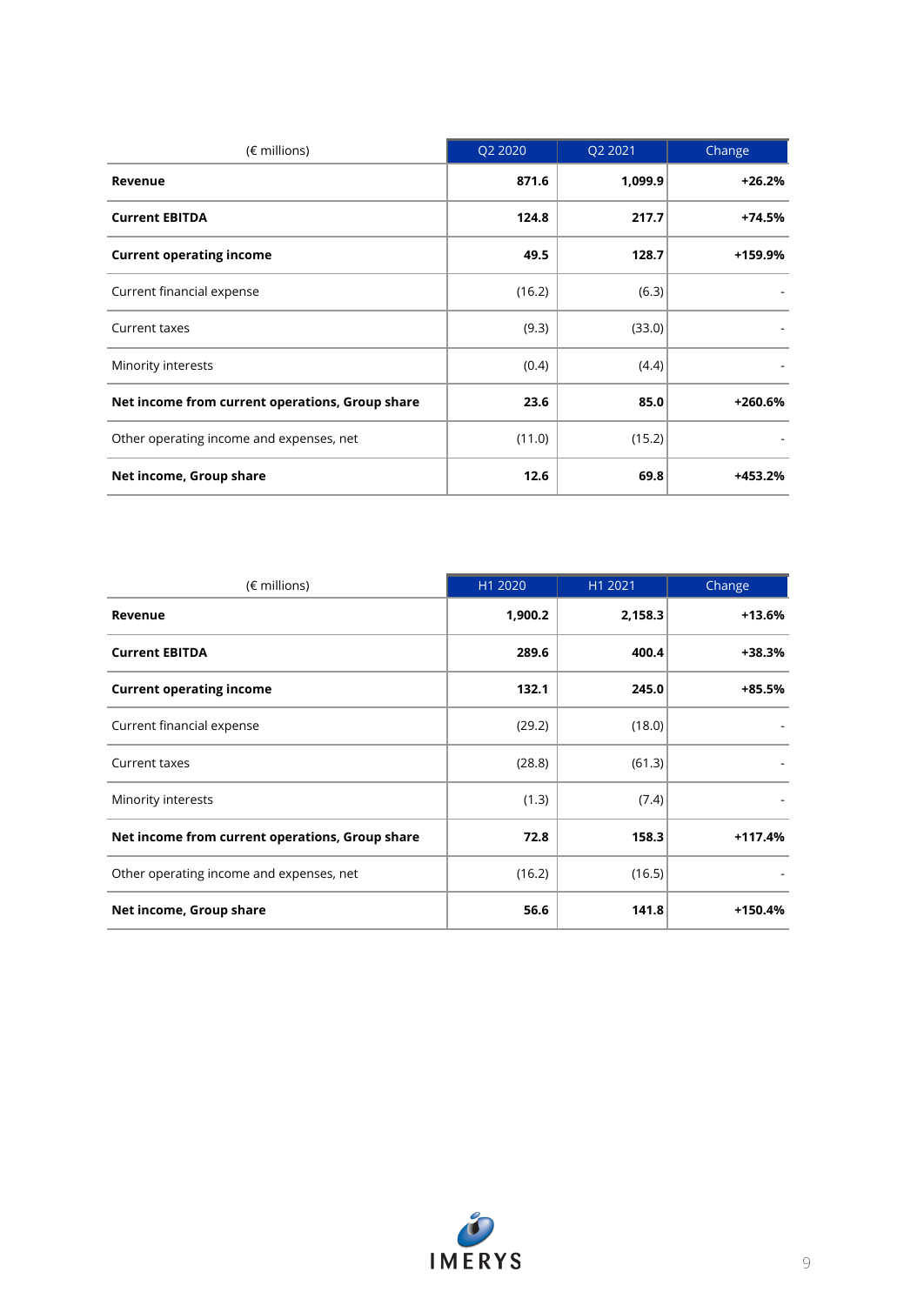| (€ millions) | Q2 2020 | Q2 2021 | Change |
|---|---|---|---|
| **Revenue** | **871.6** | **1,099.9** | **+26.2%** |
| **Current EBITDA** | **124.8** | **217.7** | **+74.5%** |
| **Current operating income** | **49.5** | **128.7** | **+159.9%** |
| Current financial expense | (16.2) | (6.3) | - |
| Current taxes | (9.3) | (33.0) | - |
| Minority interests | (0.4) | (4.4) | - |
| **Net income from current operations, Group share** | **23.6** | **85.0** | **+260.6%** |
| Other operating income and expenses, net | (11.0) | (15.2) | - |
| **Net income, Group share** | **12.6** | **69.8** | **+453.2%** |

| (€ millions) | H1 2020 | H1 2021 | Change |
|---|---|---|---|
| **Revenue** | **1,900.2** | **2,158.3** | **+13.6%** |
| **Current EBITDA** | **289.6** | **400.4** | **+38.3%** |
| **Current operating income** | **132.1** | **245.0** | **+85.5%** |
| Current financial expense | (29.2) | (18.0) | - |
| Current taxes | (28.8) | (61.3) | - |
| Minority interests | (1.3) | (7.4) | - |
| **Net income from current operations, Group share** | **72.8** | **158.3** | **+117.4%** |
| Other operating income and expenses, net | (16.2) | (16.5) | - |
| **Net income, Group share** | **56.6** | **141.8** | **+150.4%** |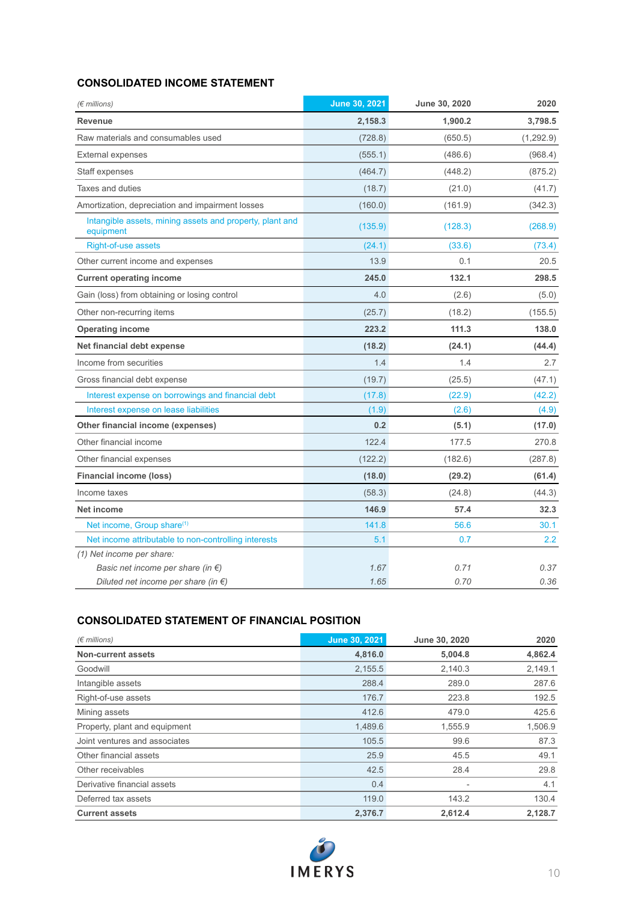## CONSOLIDATED INCOME STATEMENT

| *(€ millions)* | June 30, 2021 | June 30, 2020 | 2020 |
|---|---|---|---|
| **Revenue** | **2,158.3** | **1,900.2** | **3,798.5** |
| Raw materials and consumables used | (728.8) | (650.5) | (1,292.9) |
| External expenses | (555.1) | (486.6) | (968.4) |
| Staff expenses | (464.7) | (448.2) | (875.2) |
| Taxes and duties | (18.7) | (21.0) | (41.7) |
| Amortization, depreciation and impairment losses | (160.0) | (161.9) | (342.3) |
| Intangible assets, mining assets and property, plant and equipment | (135.9) | (128.3) | (268.9) |
| Right-of-use assets | (24.1) | (33.6) | (73.4) |
| Other current income and expenses | 13.9 | 0.1 | 20.5 |
| **Current operating income** | **245.0** | **132.1** | **298.5** |
| Gain (loss) from obtaining or losing control | 4.0 | (2.6) | (5.0) |
| Other non-recurring items | (25.7) | (18.2) | (155.5) |
| **Operating income** | **223.2** | **111.3** | **138.0** |
| **Net financial debt expense** | **(18.2)** | **(24.1)** | **(44.4)** |
| Income from securities | 1.4 | 1.4 | 2.7 |
| Gross financial debt expense | (19.7) | (25.5) | (47.1) |
| Interest expense on borrowings and financial debt | (17.8) | (22.9) | (42.2) |
| Interest expense on lease liabilities | (1.9) | (2.6) | (4.9) |
| **Other financial income (expenses)** | **0.2** | **(5.1)** | **(17.0)** |
| Other financial income | 122.4 | 177.5 | 270.8 |
| Other financial expenses | (122.2) | (182.6) | (287.8) |
| **Financial income (loss)** | **(18.0)** | **(29.2)** | **(61.4)** |
| Income taxes | (58.3) | (24.8) | (44.3) |
| **Net income** | **146.9** | **57.4** | **32.3** |
| Net income, Group share[1] | 141.8 | 56.6 | 30.1 |
| Net income attributable to non-controlling interests | 5.1 | 0.7 | 2.2 |
| *(1) Net income per share:* | | | |
| *Basic net income per share (in €)* | *1.67* | *0.71* | *0.37* |
| *Diluted net income per share (in €)* | *1.65* | *0.70* | *0.36* |

## CONSOLIDATED STATEMENT OF FINANCIAL POSITION

| *(€ millions)* | June 30, 2021 | June 30, 2020 | 2020 |
|---|---|---|---|
| **Non-current assets** | **4,816.0** | **5,004.8** | **4,862.4** |
| Goodwill | 2,155.5 | 2,140.3 | 2,149.1 |
| Intangible assets | 288.4 | 289.0 | 287.6 |
| Right-of-use assets | 176.7 | 223.8 | 192.5 |
| Mining assets | 412.6 | 479.0 | 425.6 |
| Property, plant and equipment | 1,489.6 | 1,555.9 | 1,506.9 |
| Joint ventures and associates | 105.5 | 99.6 | 87.3 |
| Other financial assets | 25.9 | 45.5 | 49.1 |
| Other receivables | 42.5 | 28.4 | 29.8 |
| Derivative financial assets | 0.4 | - | 4.1 |
| Deferred tax assets | 119.0 | 143.2 | 130.4 |
| **Current assets** | **2,376.7** | **2,612.4** | **2,128.7** |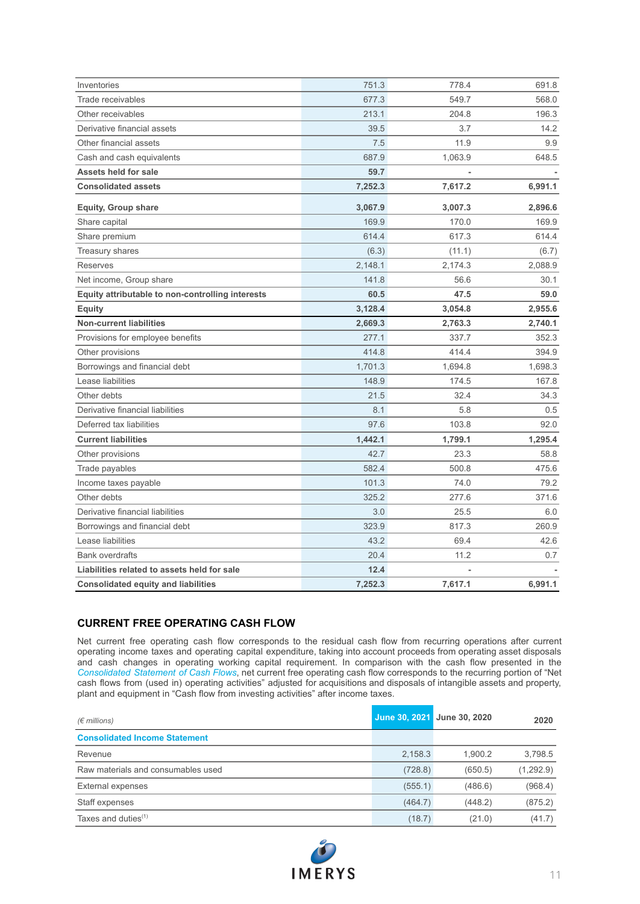| | | | |
|---|---|---|---|
| Inventories | 751.3 | 778.4 | 691.8 |
| Trade receivables | 677.3 | 549.7 | 568.0 |
| Other receivables | 213.1 | 204.8 | 196.3 |
| Derivative financial assets | 39.5 | 3.7 | 14.2 |
| Other financial assets | 7.5 | 11.9 | 9.9 |
| Cash and cash equivalents | 687.9 | 1,063.9 | 648.5 |
| **Assets held for sale** | **59.7** | **-** | **-** |
| **Consolidated assets** | **7,252.3** | **7,617.2** | **6,991.1** |
| **Equity, Group share** | **3,067.9** | **3,007.3** | **2,896.6** |
| Share capital | 169.9 | 170.0 | 169.9 |
| Share premium | 614.4 | 617.3 | 614.4 |
| Treasury shares | (6.3) | (11.1) | (6.7) |
| Reserves | 2,148.1 | 2,174.3 | 2,088.9 |
| Net income, Group share | 141.8 | 56.6 | 30.1 |
| **Equity attributable to non-controlling interests** | **60.5** | **47.5** | **59.0** |
| **Equity** | **3,128.4** | **3,054.8** | **2,955.6** |
| **Non-current liabilities** | **2,669.3** | **2,763.3** | **2,740.1** |
| Provisions for employee benefits | 277.1 | 337.7 | 352.3 |
| Other provisions | 414.8 | 414.4 | 394.9 |
| Borrowings and financial debt | 1,701.3 | 1,694.8 | 1,698.3 |
| Lease liabilities | 148.9 | 174.5 | 167.8 |
| Other debts | 21.5 | 32.4 | 34.3 |
| Derivative financial liabilities | 8.1 | 5.8 | 0.5 |
| Deferred tax liabilities | 97.6 | 103.8 | 92.0 |
| **Current liabilities** | **1,442.1** | **1,799.1** | **1,295.4** |
| Other provisions | 42.7 | 23.3 | 58.8 |
| Trade payables | 582.4 | 500.8 | 475.6 |
| Income taxes payable | 101.3 | 74.0 | 79.2 |
| Other debts | 325.2 | 277.6 | 371.6 |
| Derivative financial liabilities | 3.0 | 25.5 | 6.0 |
| Borrowings and financial debt | 323.9 | 817.3 | 260.9 |
| Lease liabilities | 43.2 | 69.4 | 42.6 |
| Bank overdrafts | 20.4 | 11.2 | 0.7 |
| **Liabilities related to assets held for sale** | **12.4** | **-** | **-** |
| **Consolidated equity and liabilities** | **7,252.3** | **7,617.1** | **6,991.1** |

## CURRENT FREE OPERATING CASH FLOW

Net current free operating cash flow corresponds to the residual cash flow from recurring operations after current operating income taxes and operating capital expenditure, taking into account proceeds from operating asset disposals and cash changes in operating working capital requirement. In comparison with the cash flow presented in the *Consolidated Statement of Cash Flows*, net current free operating cash flow corresponds to the recurring portion of "Net cash flows from (used in) operating activities" adjusted for acquisitions and disposals of intangible assets and property, plant and equipment in "Cash flow from investing activities" after income taxes.

| *(€ millions)* | **June 30, 2021** | **June 30, 2020** | **2020** |
|---|---|---|---|
| **Consolidated Income Statement** | | | |
| Revenue | 2,158.3 | 1,900.2 | 3,798.5 |
| Raw materials and consumables used | (728.8) | (650.5) | (1,292.9) |
| External expenses | (555.1) | (486.6) | (968.4) |
| Staff expenses | (464.7) | (448.2) | (875.2) |
| Taxes and duties[1] | (18.7) | (21.0) | (41.7) |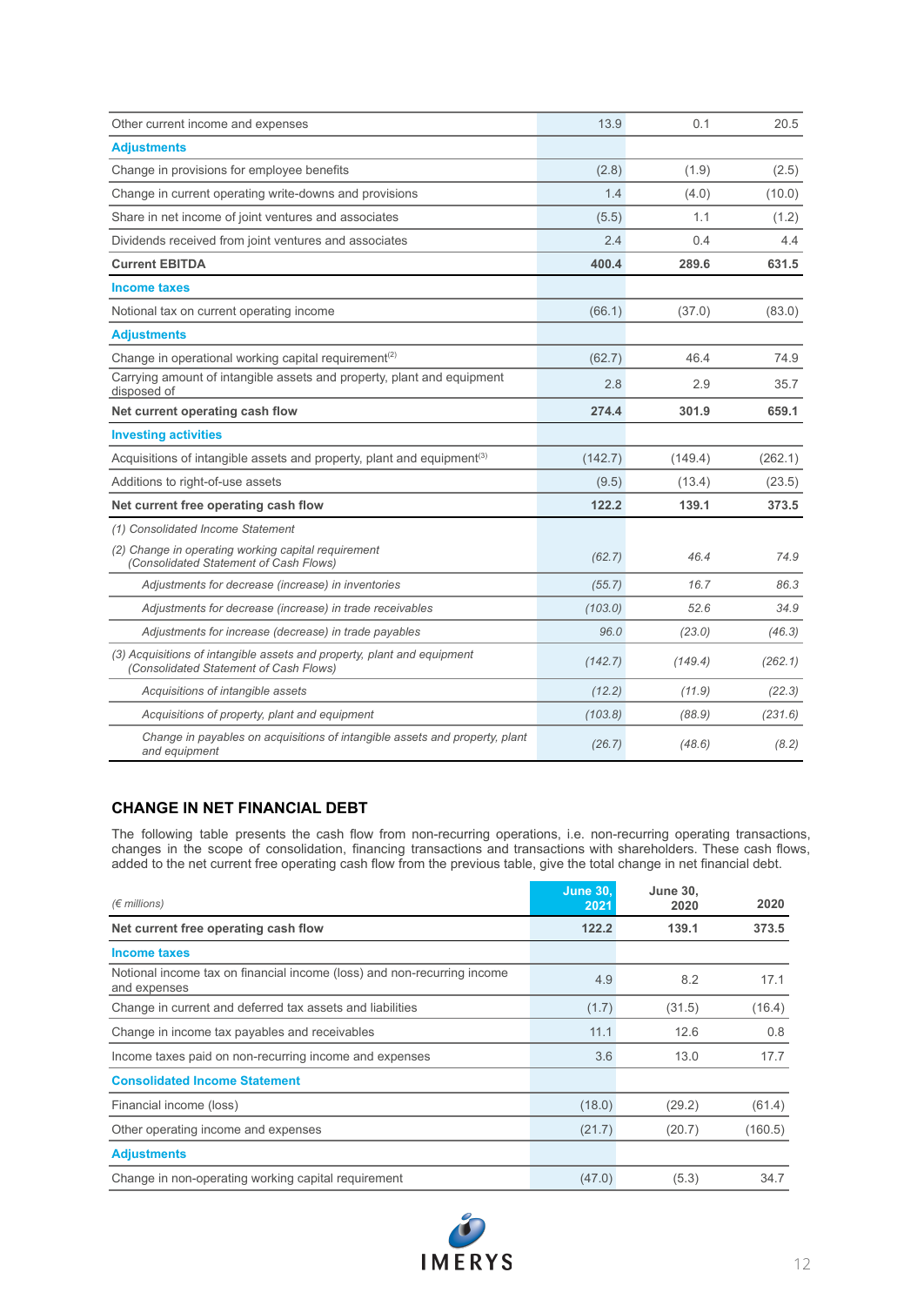| | | | |
|---|---|---|---|
| Other current income and expenses | 13.9 | 0.1 | 20.5 |
| **Adjustments** | | | |
| Change in provisions for employee benefits | (2.8) | (1.9) | (2.5) |
| Change in current operating write-downs and provisions | 1.4 | (4.0) | (10.0) |
| Share in net income of joint ventures and associates | (5.5) | 1.1 | (1.2) |
| Dividends received from joint ventures and associates | 2.4 | 0.4 | 4.4 |
| **Current EBITDA** | **400.4** | **289.6** | **631.5** |
| **Income taxes** | | | |
| Notional tax on current operating income | (66.1) | (37.0) | (83.0) |
| **Adjustments** | | | |
| Change in operational working capital requirement(2) | (62.7) | 46.4 | 74.9 |
| Carrying amount of intangible assets and property, plant and equipment disposed of | 2.8 | 2.9 | 35.7 |
| **Net current operating cash flow** | **274.4** | **301.9** | **659.1** |
| **Investing activities** | | | |
| Acquisitions of intangible assets and property, plant and equipment(3) | (142.7) | (149.4) | (262.1) |
| Additions to right-of-use assets | (9.5) | (13.4) | (23.5) |
| **Net current free operating cash flow** | **122.2** | **139.1** | **373.5** |
| *(1) Consolidated Income Statement* | | | |
| *(2) Change in operating working capital requirement (Consolidated Statement of Cash Flows)* | *(62.7)* | *46.4* | *74.9* |
| *Adjustments for decrease (increase) in inventories* | *(55.7)* | *16.7* | *86.3* |
| *Adjustments for decrease (increase) in trade receivables* | *(103.0)* | *52.6* | *34.9* |
| *Adjustments for increase (decrease) in trade payables* | *96.0* | *(23.0)* | *(46.3)* |
| *(3) Acquisitions of intangible assets and property, plant and equipment (Consolidated Statement of Cash Flows)* | *(142.7)* | *(149.4)* | *(262.1)* |
| *Acquisitions of intangible assets* | *(12.2)* | *(11.9)* | *(22.3)* |
| *Acquisitions of property, plant and equipment* | *(103.8)* | *(88.9)* | *(231.6)* |
| *Change in payables on acquisitions of intangible assets and property, plant and equipment* | *(26.7)* | *(48.6)* | *(8.2)* |

## CHANGE IN NET FINANCIAL DEBT

The following table presents the cash flow from non-recurring operations, i.e. non-recurring operating transactions, changes in the scope of consolidation, financing transactions and transactions with shareholders. These cash flows, added to the net current free operating cash flow from the previous table, give the total change in net financial debt.

| *(€ millions)* | June 30, 2021 | June 30, 2020 | 2020 |
|---|---|---|---|
| **Net current free operating cash flow** | **122.2** | **139.1** | **373.5** |
| **Income taxes** | | | |
| Notional income tax on financial income (loss) and non-recurring income and expenses | 4.9 | 8.2 | 17.1 |
| Change in current and deferred tax assets and liabilities | (1.7) | (31.5) | (16.4) |
| Change in income tax payables and receivables | 11.1 | 12.6 | 0.8 |
| Income taxes paid on non-recurring income and expenses | 3.6 | 13.0 | 17.7 |
| **Consolidated Income Statement** | | | |
| Financial income (loss) | (18.0) | (29.2) | (61.4) |
| Other operating income and expenses | (21.7) | (20.7) | (160.5) |
| **Adjustments** | | | |
| Change in non-operating working capital requirement | (47.0) | (5.3) | 34.7 |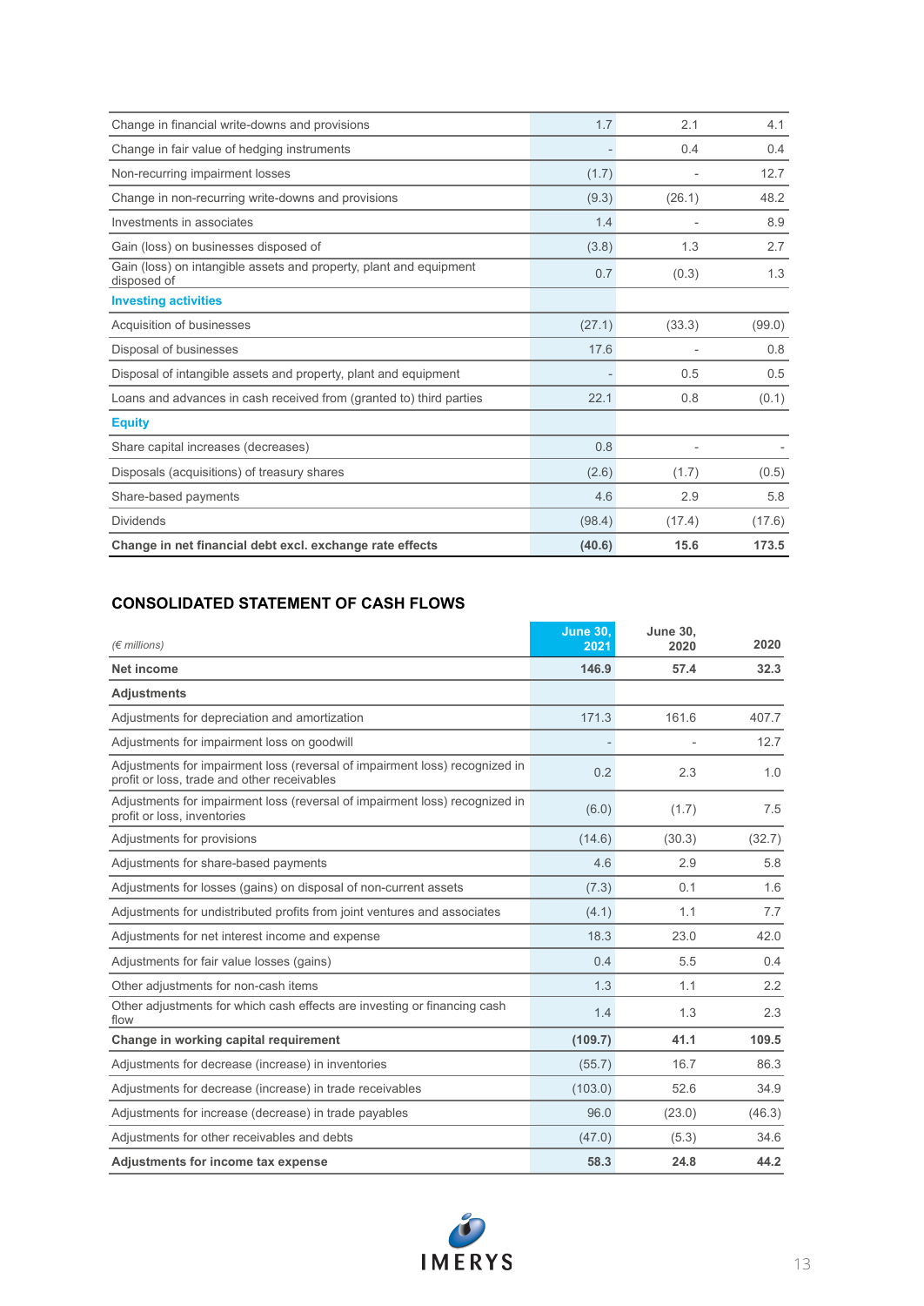| | | | |
|---|---|---|---|
| Change in financial write-downs and provisions | 1.7 | 2.1 | 4.1 |
| Change in fair value of hedging instruments | - | 0.4 | 0.4 |
| Non-recurring impairment losses | (1.7) | - | 12.7 |
| Change in non-recurring write-downs and provisions | (9.3) | (26.1) | 48.2 |
| Investments in associates | 1.4 | - | 8.9 |
| Gain (loss) on businesses disposed of | (3.8) | 1.3 | 2.7 |
| Gain (loss) on intangible assets and property, plant and equipment disposed of | 0.7 | (0.3) | 1.3 |
| **Investing activities** | | | |
| Acquisition of businesses | (27.1) | (33.3) | (99.0) |
| Disposal of businesses | 17.6 | - | 0.8 |
| Disposal of intangible assets and property, plant and equipment | - | 0.5 | 0.5 |
| Loans and advances in cash received from (granted to) third parties | 22.1 | 0.8 | (0.1) |
| **Equity** | | | |
| Share capital increases (decreases) | 0.8 | - | - |
| Disposals (acquisitions) of treasury shares | (2.6) | (1.7) | (0.5) |
| Share-based payments | 4.6 | 2.9 | 5.8 |
| Dividends | (98.4) | (17.4) | (17.6) |
| **Change in net financial debt excl. exchange rate effects** | **(40.6)** | **15.6** | **173.5** |

## CONSOLIDATED STATEMENT OF CASH FLOWS

| *(€ millions)* | June 30, 2021 | June 30, 2020 | 2020 |
|---|---|---|---|
| **Net income** | **146.9** | **57.4** | **32.3** |
| **Adjustments** | | | |
| Adjustments for depreciation and amortization | 171.3 | 161.6 | 407.7 |
| Adjustments for impairment loss on goodwill | - | - | 12.7 |
| Adjustments for impairment loss (reversal of impairment loss) recognized in profit or loss, trade and other receivables | 0.2 | 2.3 | 1.0 |
| Adjustments for impairment loss (reversal of impairment loss) recognized in profit or loss, inventories | (6.0) | (1.7) | 7.5 |
| Adjustments for provisions | (14.6) | (30.3) | (32.7) |
| Adjustments for share-based payments | 4.6 | 2.9 | 5.8 |
| Adjustments for losses (gains) on disposal of non-current assets | (7.3) | 0.1 | 1.6 |
| Adjustments for undistributed profits from joint ventures and associates | (4.1) | 1.1 | 7.7 |
| Adjustments for net interest income and expense | 18.3 | 23.0 | 42.0 |
| Adjustments for fair value losses (gains) | 0.4 | 5.5 | 0.4 |
| Other adjustments for non-cash items | 1.3 | 1.1 | 2.2 |
| Other adjustments for which cash effects are investing or financing cash flow | 1.4 | 1.3 | 2.3 |
| **Change in working capital requirement** | **(109.7)** | **41.1** | **109.5** |
| Adjustments for decrease (increase) in inventories | (55.7) | 16.7 | 86.3 |
| Adjustments for decrease (increase) in trade receivables | (103.0) | 52.6 | 34.9 |
| Adjustments for increase (decrease) in trade payables | 96.0 | (23.0) | (46.3) |
| Adjustments for other receivables and debts | (47.0) | (5.3) | 34.6 |
| **Adjustments for income tax expense** | **58.3** | **24.8** | **44.2** |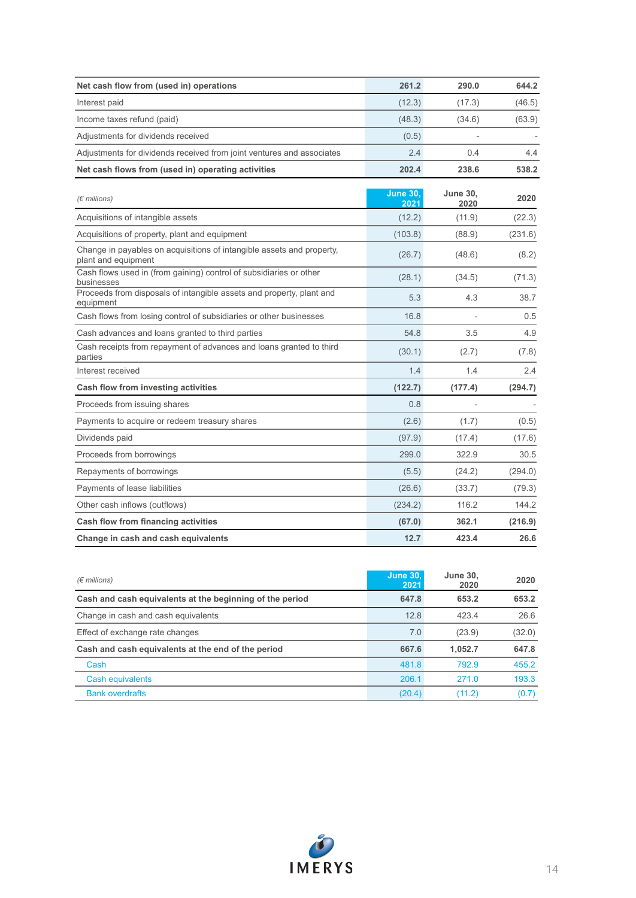| | | | |
|---|---|---|---|
| **Net cash flow from (used in) operations** | **261.2** | **290.0** | **644.2** |
| Interest paid | (12.3) | (17.3) | (46.5) |
| Income taxes refund (paid) | (48.3) | (34.6) | (63.9) |
| Adjustments for dividends received | (0.5) | - | - |
| Adjustments for dividends received from joint ventures and associates | 2.4 | 0.4 | 4.4 |
| **Net cash flows from (used in) operating activities** | **202.4** | **238.6** | **538.2** |

| *(€ millions)* | **June 30, 2021** | **June 30, 2020** | **2020** |
|---|---|---|---|
| Acquisitions of intangible assets | (12.2) | (11.9) | (22.3) |
| Acquisitions of property, plant and equipment | (103.8) | (88.9) | (231.6) |
| Change in payables on acquisitions of intangible assets and property, plant and equipment | (26.7) | (48.6) | (8.2) |
| Cash flows used in (from gaining) control of subsidiaries or other businesses | (28.1) | (34.5) | (71.3) |
| Proceeds from disposals of intangible assets and property, plant and equipment | 5.3 | 4.3 | 38.7 |
| Cash flows from losing control of subsidiaries or other businesses | 16.8 | - | 0.5 |
| Cash advances and loans granted to third parties | 54.8 | 3.5 | 4.9 |
| Cash receipts from repayment of advances and loans granted to third parties | (30.1) | (2.7) | (7.8) |
| Interest received | 1.4 | 1.4 | 2.4 |
| **Cash flow from investing activities** | **(122.7)** | **(177.4)** | **(294.7)** |
| Proceeds from issuing shares | 0.8 | - | - |
| Payments to acquire or redeem treasury shares | (2.6) | (1.7) | (0.5) |
| Dividends paid | (97.9) | (17.4) | (17.6) |
| Proceeds from borrowings | 299.0 | 322.9 | 30.5 |
| Repayments of borrowings | (5.5) | (24.2) | (294.0) |
| Payments of lease liabilities | (26.6) | (33.7) | (79.3) |
| Other cash inflows (outflows) | (234.2) | 116.2 | 144.2 |
| **Cash flow from financing activities** | **(67.0)** | **362.1** | **(216.9)** |
| **Change in cash and cash equivalents** | **12.7** | **423.4** | **26.6** |

| *(€ millions)* | **June 30, 2021** | **June 30, 2020** | **2020** |
|---|---|---|---|
| **Cash and cash equivalents at the beginning of the period** | **647.8** | **653.2** | **653.2** |
| Change in cash and cash equivalents | 12.8 | 423.4 | 26.6 |
| Effect of exchange rate changes | 7.0 | (23.9) | (32.0) |
| **Cash and cash equivalents at the end of the period** | **667.6** | **1,052.7** | **647.8** |
| Cash | 481.8 | 792.9 | 455.2 |
| Cash equivalents | 206.1 | 271.0 | 193.3 |
| Bank overdrafts | (20.4) | (11.2) | (0.7) |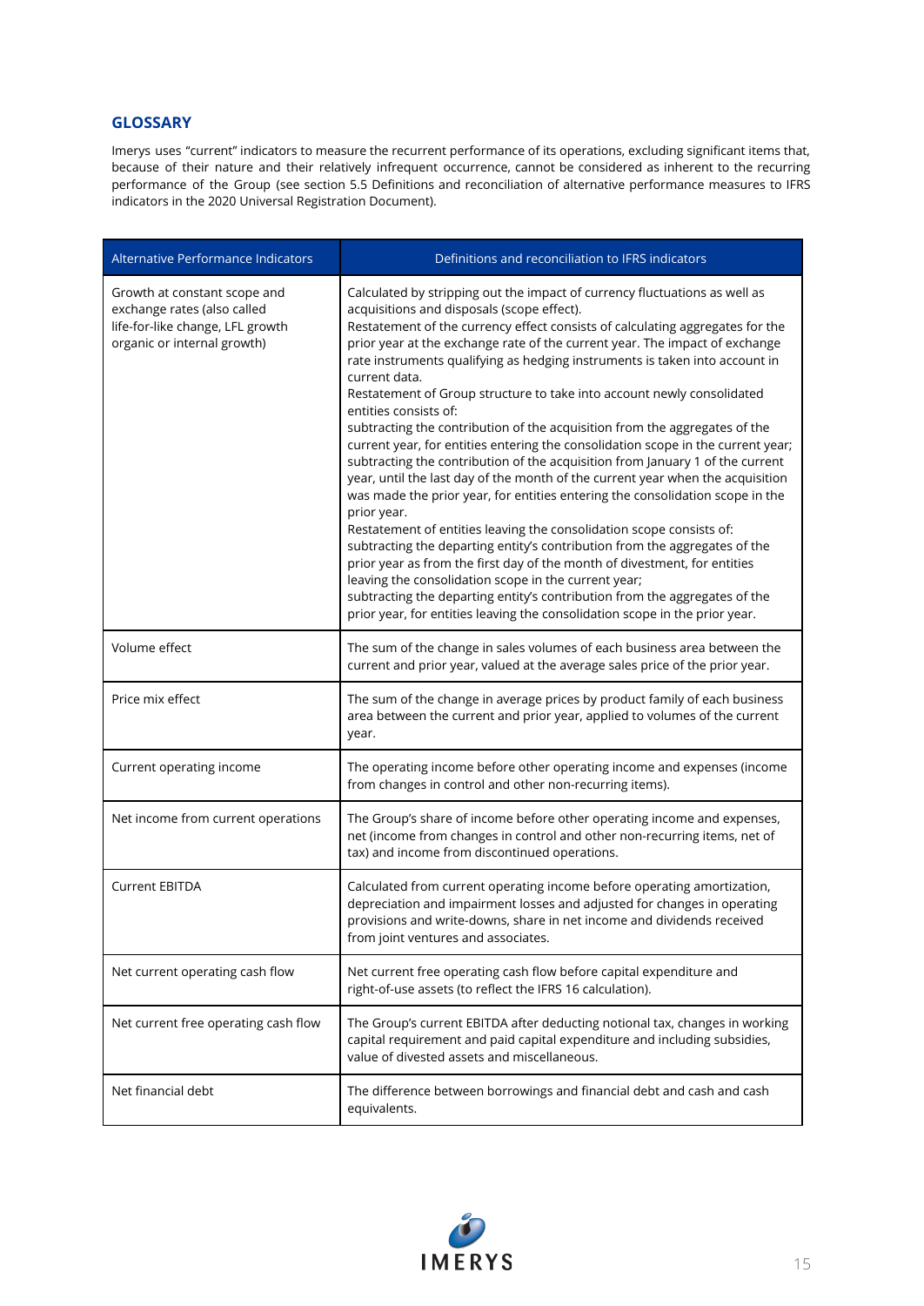## GLOSSARY

Imerys uses "current" indicators to measure the recurrent performance of its operations, excluding significant items that, because of their nature and their relatively infrequent occurrence, cannot be considered as inherent to the recurring performance of the Group (see section 5.5 Definitions and reconciliation of alternative performance measures to IFRS indicators in the 2020 Universal Registration Document).

| Alternative Performance Indicators | Definitions and reconciliation to IFRS indicators |
|---|---|
| Growth at constant scope and exchange rates (also called life-for-like change, LFL growth organic or internal growth) | Calculated by stripping out the impact of currency fluctuations as well as acquisitions and disposals (scope effect).<br>Restatement of the currency effect consists of calculating aggregates for the prior year at the exchange rate of the current year. The impact of exchange rate instruments qualifying as hedging instruments is taken into account in current data.<br>Restatement of Group structure to take into account newly consolidated entities consists of:<br>subtracting the contribution of the acquisition from the aggregates of the current year, for entities entering the consolidation scope in the current year;<br>subtracting the contribution of the acquisition from January 1 of the current year, until the last day of the month of the current year when the acquisition was made the prior year, for entities entering the consolidation scope in the prior year.<br>Restatement of entities leaving the consolidation scope consists of:<br>subtracting the departing entity's contribution from the aggregates of the prior year as from the first day of the month of divestment, for entities leaving the consolidation scope in the current year;<br>subtracting the departing entity's contribution from the aggregates of the prior year, for entities leaving the consolidation scope in the prior year. |
| Volume effect | The sum of the change in sales volumes of each business area between the current and prior year, valued at the average sales price of the prior year. |
| Price mix effect | The sum of the change in average prices by product family of each business area between the current and prior year, applied to volumes of the current year. |
| Current operating income | The operating income before other operating income and expenses (income from changes in control and other non-recurring items). |
| Net income from current operations | The Group's share of income before other operating income and expenses, net (income from changes in control and other non-recurring items, net of tax) and income from discontinued operations. |
| Current EBITDA | Calculated from current operating income before operating amortization, depreciation and impairment losses and adjusted for changes in operating provisions and write-downs, share in net income and dividends received from joint ventures and associates. |
| Net current operating cash flow | Net current free operating cash flow before capital expenditure and right-of-use assets (to reflect the IFRS 16 calculation). |
| Net current free operating cash flow | The Group's current EBITDA after deducting notional tax, changes in working capital requirement and paid capital expenditure and including subsidies, value of divested assets and miscellaneous. |
| Net financial debt | The difference between borrowings and financial debt and cash and cash equivalents. |